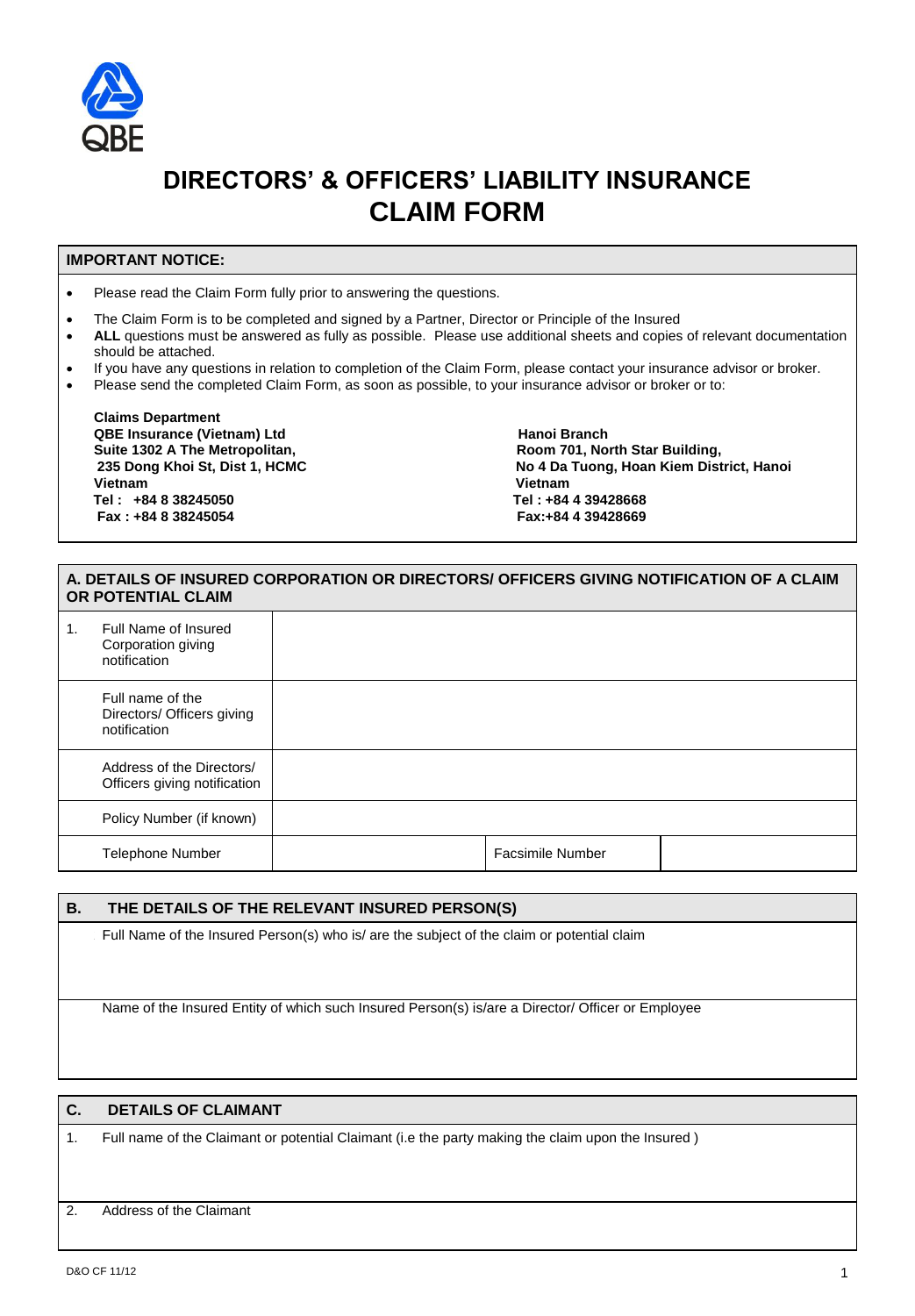QBE

# DIRECTORS' & OFFICERS' LIABILITY INSURANCE CLAIM FORM

**IMPORTANT NOTICE:**

- Please read the Claim Form fully prior to answering the questions.
- The Claim Form is to be completed and signed by a Partner, Director or Principle of the Insured
- **ALL** questions must be answered as fully as possible. Please use additional sheets and copies of relevant documentation should be attached.
- If you have any questions in relation to completion of the Claim Form, please contact your insurance advisor or broker.
- Please send the completed Claim Form, as soon as possible, to your insurance advisor or broker or to:

**Claims Department**
**QBE Insurance (Vietnam) Ltd**
**Suite 1302 A The Metropolitan,**
**235 Dong Khoi St, Dist 1, HCMC**
**Vietnam**
**Tel : +84 8 38245050**
**Fax : +84 8 38245054**

**Hanoi Branch**
**Room 701, North Star Building,**
**No 4 Da Tuong, Hoan Kiem District, Hanoi**
**Vietnam**
**Tel : +84 4 39428668**
**Fax:+84 4 39428669**

## A. DETAILS OF INSURED CORPORATION OR DIRECTORS/ OFFICERS GIVING NOTIFICATION OF A CLAIM OR POTENTIAL CLAIM

| | | | | |
|---|---|---|---|---|
| 1. | Full Name of Insured Corporation giving notification | | | |
| | Full name of the Directors/ Officers giving notification | | | |
| | Address of the Directors/ Officers giving notification | | | |
| | Policy Number (if known) | | | |
| | Telephone Number | | Facsimile Number | |

## B. THE DETAILS OF THE RELEVANT INSURED PERSON(S)

Full Name of the Insured Person(s) who is/ are the subject of the claim or potential claim

Name of the Insured Entity of which such Insured Person(s) is/are a Director/ Officer or Employee

## C. DETAILS OF CLAIMANT

1. Full name of the Claimant or potential Claimant (i.e the party making the claim upon the Insured )

2. Address of the Claimant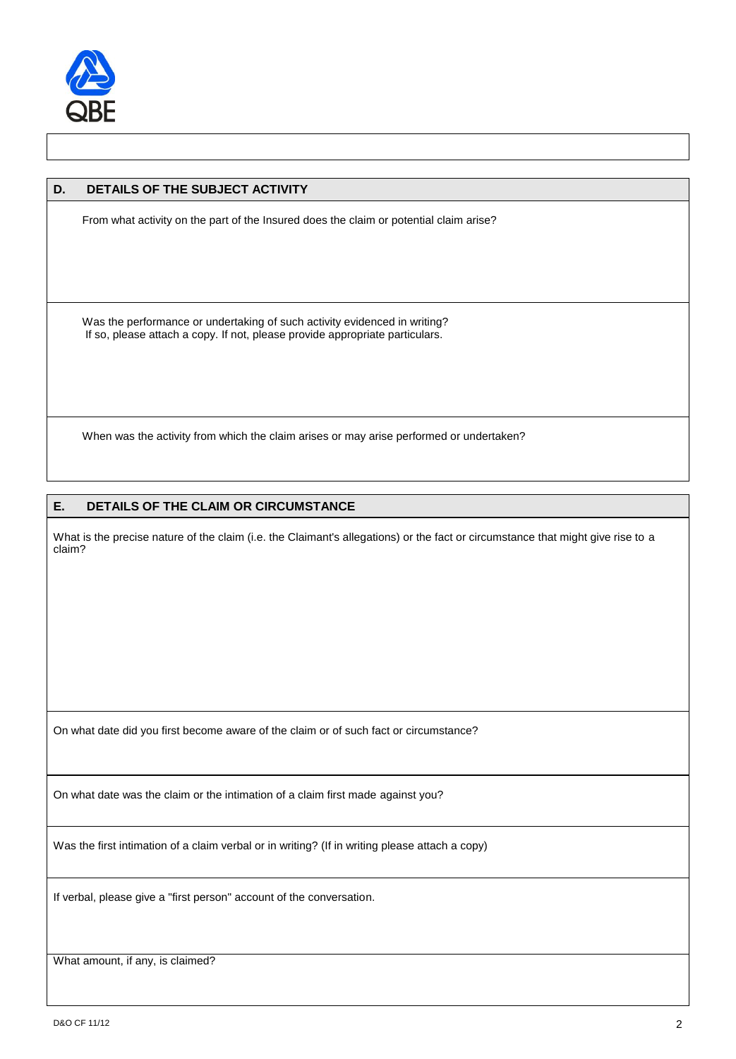## D. DETAILS OF THE SUBJECT ACTIVITY

From what activity on the part of the Insured does the claim or potential claim arise?

Was the performance or undertaking of such activity evidenced in writing?
If so, please attach a copy. If not, please provide appropriate particulars.

When was the activity from which the claim arises or may arise performed or undertaken?

## E. DETAILS OF THE CLAIM OR CIRCUMSTANCE

What is the precise nature of the claim (i.e. the Claimant's allegations) or the fact or circumstance that might give rise to a claim?

On what date did you first become aware of the claim or of such fact or circumstance?

On what date was the claim or the intimation of a claim first made against you?

Was the first intimation of a claim verbal or in writing? (If in writing please attach a copy)

If verbal, please give a "first person" account of the conversation.

What amount, if any, is claimed?

D&O CF 11/12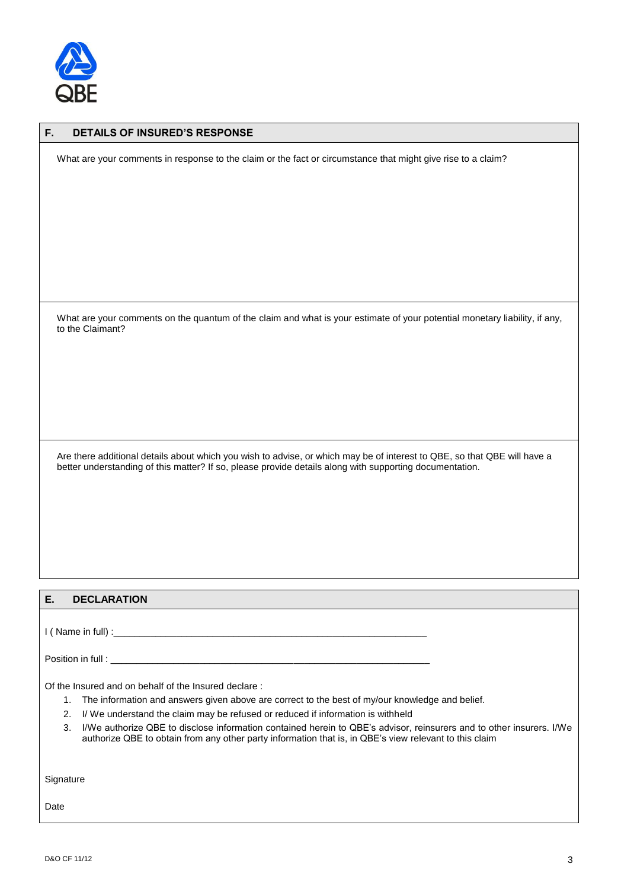## F. DETAILS OF INSURED'S RESPONSE

What are your comments in response to the claim or the fact or circumstance that might give rise to a claim?

What are your comments on the quantum of the claim and what is your estimate of your potential monetary liability, if any, to the Claimant?

Are there additional details about which you wish to advise, or which may be of interest to QBE, so that QBE will have a better understanding of this matter? If so, please provide details along with supporting documentation.

## E. DECLARATION

I ( Name in full) :___________________________________________________________

Position in full : _____________________________________________________________

Of the Insured and on behalf of the Insured declare :

1. The information and answers given above are correct to the best of my/our knowledge and belief.
2. I/ We understand the claim may be refused or reduced if information is withheld
3. I/We authorize QBE to disclose information contained herein to QBE's advisor, reinsurers and to other insurers. I/We authorize QBE to obtain from any other party information that is, in QBE's view relevant to this claim

Signature

Date

D&O CF 11/12